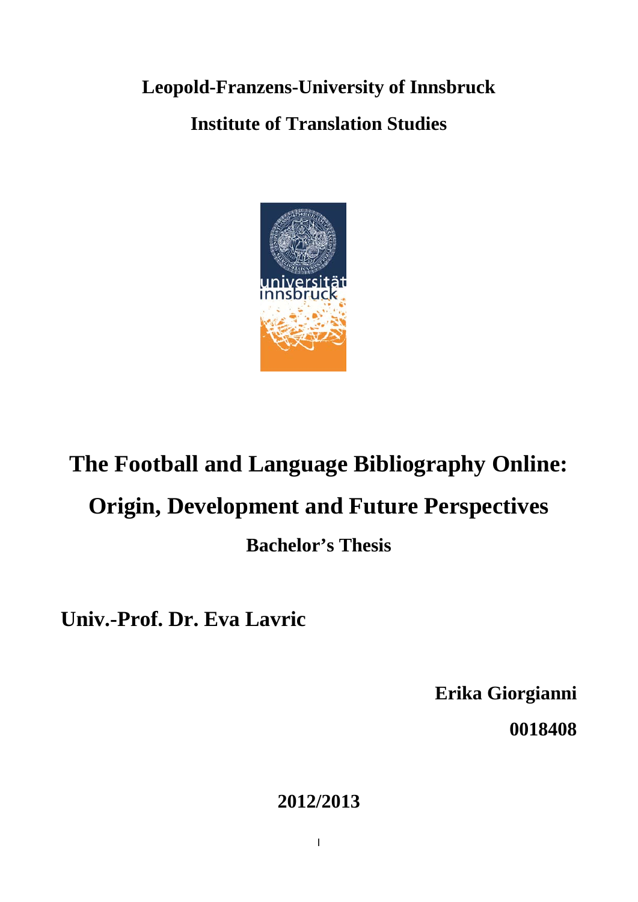**Leopold-Franzens-University of Innsbruck**

**Institute of Translation Studies**

# The Football and Language Bibliography Online: Origin, Development and Future Perspectives

**Bachelor's Thesis**

**Univ.-Prof. Dr. Eva Lavric**

**Erika Giorgianni**

**0018408**

**2012/2013**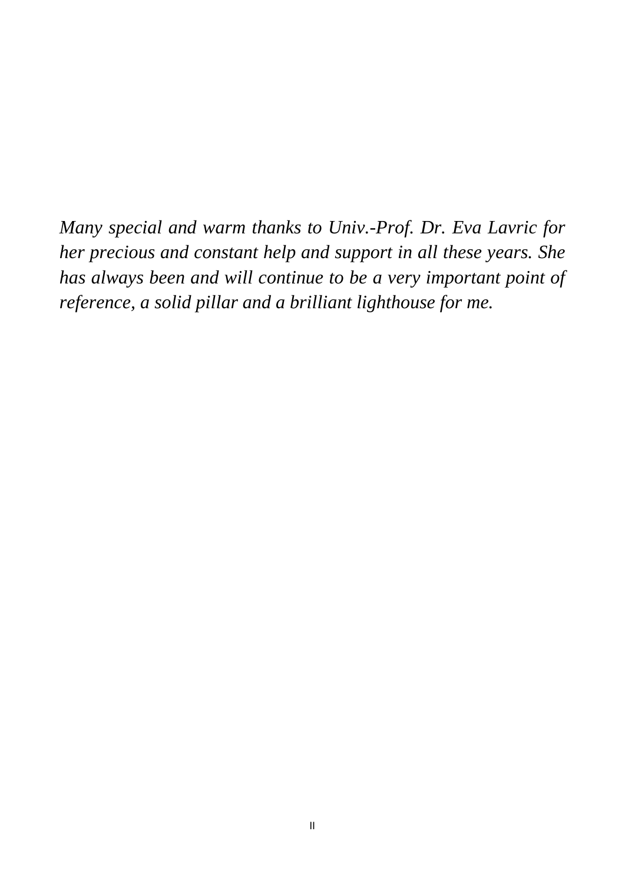*Many special and warm thanks to Univ.-Prof. Dr. Eva Lavric for her precious and constant help and support in all these years. She has always been and will continue to be a very important point of reference, a solid pillar and a brilliant lighthouse for me.*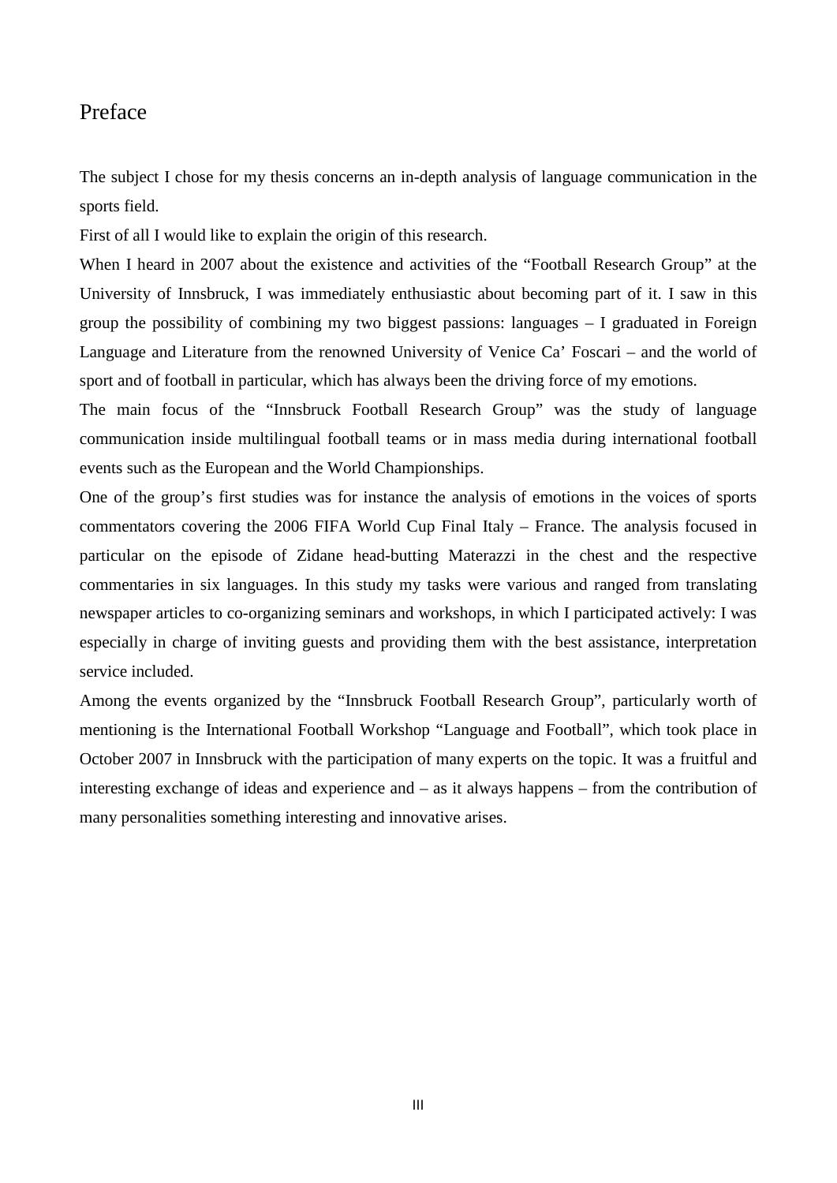# Preface

The subject I chose for my thesis concerns an in-depth analysis of language communication in the sports field.

First of all I would like to explain the origin of this research.

When I heard in 2007 about the existence and activities of the "Football Research Group" at the University of Innsbruck, I was immediately enthusiastic about becoming part of it. I saw in this group the possibility of combining my two biggest passions: languages – I graduated in Foreign Language and Literature from the renowned University of Venice Ca' Foscari – and the world of sport and of football in particular, which has always been the driving force of my emotions.

The main focus of the "Innsbruck Football Research Group" was the study of language communication inside multilingual football teams or in mass media during international football events such as the European and the World Championships.

One of the group's first studies was for instance the analysis of emotions in the voices of sports commentators covering the 2006 FIFA World Cup Final Italy – France. The analysis focused in particular on the episode of Zidane head-butting Materazzi in the chest and the respective commentaries in six languages. In this study my tasks were various and ranged from translating newspaper articles to co-organizing seminars and workshops, in which I participated actively: I was especially in charge of inviting guests and providing them with the best assistance, interpretation service included.

Among the events organized by the "Innsbruck Football Research Group", particularly worth of mentioning is the International Football Workshop "Language and Football", which took place in October 2007 in Innsbruck with the participation of many experts on the topic. It was a fruitful and interesting exchange of ideas and experience and – as it always happens – from the contribution of many personalities something interesting and innovative arises.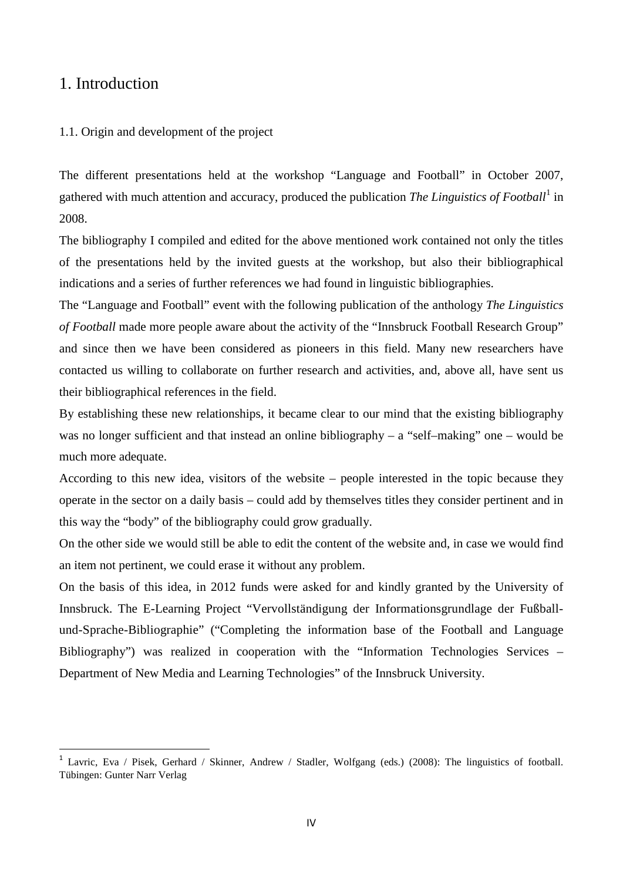# 1. Introduction

## 1.1. Origin and development of the project

The different presentations held at the workshop "Language and Football" in October 2007, gathered with much attention and accuracy, produced the publication *The Linguistics of Football*[1] in 2008.

The bibliography I compiled and edited for the above mentioned work contained not only the titles of the presentations held by the invited guests at the workshop, but also their bibliographical indications and a series of further references we had found in linguistic bibliographies.

The "Language and Football" event with the following publication of the anthology *The Linguistics of Football* made more people aware about the activity of the "Innsbruck Football Research Group" and since then we have been considered as pioneers in this field. Many new researchers have contacted us willing to collaborate on further research and activities, and, above all, have sent us their bibliographical references in the field.

By establishing these new relationships, it became clear to our mind that the existing bibliography was no longer sufficient and that instead an online bibliography – a "self–making" one – would be much more adequate.

According to this new idea, visitors of the website – people interested in the topic because they operate in the sector on a daily basis – could add by themselves titles they consider pertinent and in this way the "body" of the bibliography could grow gradually.

On the other side we would still be able to edit the content of the website and, in case we would find an item not pertinent, we could erase it without any problem.

On the basis of this idea, in 2012 funds were asked for and kindly granted by the University of Innsbruck. The E-Learning Project "Vervollständigung der Informationsgrundlage der Fußball-und-Sprache-Bibliographie" ("Completing the information base of the Football and Language Bibliography") was realized in cooperation with the "Information Technologies Services – Department of New Media and Learning Technologies" of the Innsbruck University.

---

[1] Lavric, Eva / Pisek, Gerhard / Skinner, Andrew / Stadler, Wolfgang (eds.) (2008): The linguistics of football. Tübingen: Gunter Narr Verlag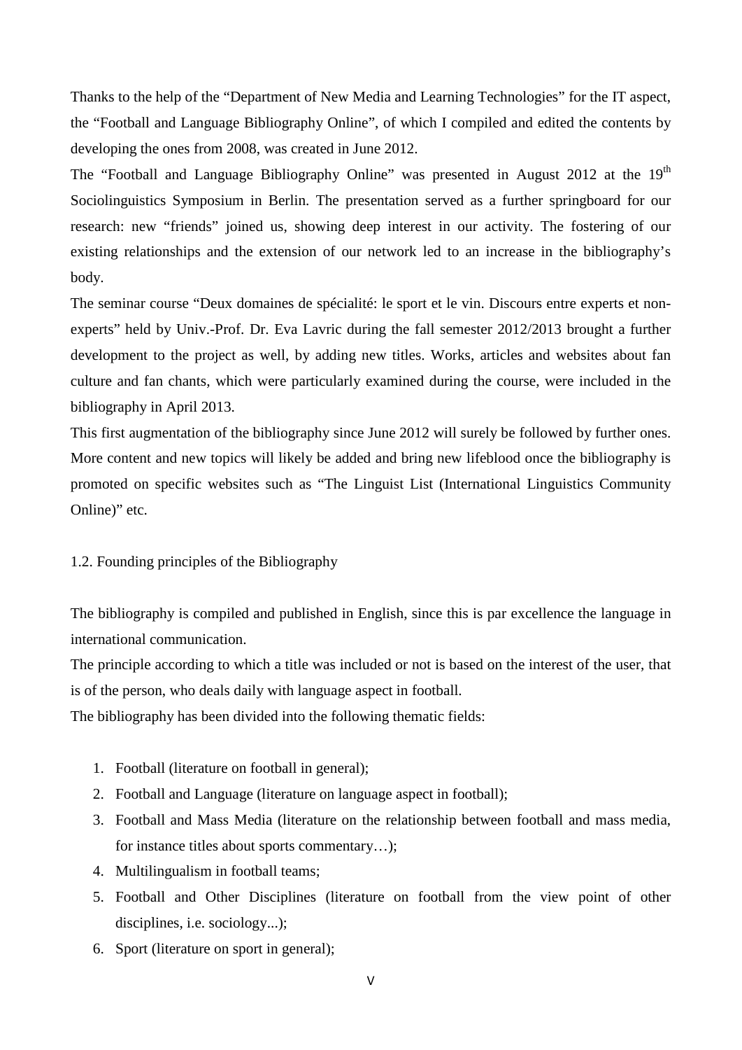Thanks to the help of the "Department of New Media and Learning Technologies" for the IT aspect, the "Football and Language Bibliography Online", of which I compiled and edited the contents by developing the ones from 2008, was created in June 2012.

The "Football and Language Bibliography Online" was presented in August 2012 at the 19th Sociolinguistics Symposium in Berlin. The presentation served as a further springboard for our research: new "friends" joined us, showing deep interest in our activity. The fostering of our existing relationships and the extension of our network led to an increase in the bibliography's body.

The seminar course "Deux domaines de spécialité: le sport et le vin. Discours entre experts et non-experts" held by Univ.-Prof. Dr. Eva Lavric during the fall semester 2012/2013 brought a further development to the project as well, by adding new titles. Works, articles and websites about fan culture and fan chants, which were particularly examined during the course, were included in the bibliography in April 2013.

This first augmentation of the bibliography since June 2012 will surely be followed by further ones. More content and new topics will likely be added and bring new lifeblood once the bibliography is promoted on specific websites such as "The Linguist List (International Linguistics Community Online)" etc.

## 1.2. Founding principles of the Bibliography

The bibliography is compiled and published in English, since this is par excellence the language in international communication.

The principle according to which a title was included or not is based on the interest of the user, that is of the person, who deals daily with language aspect in football.

The bibliography has been divided into the following thematic fields:

1. Football (literature on football in general);
2. Football and Language (literature on language aspect in football);
3. Football and Mass Media (literature on the relationship between football and mass media, for instance titles about sports commentary…);
4. Multilingualism in football teams;
5. Football and Other Disciplines (literature on football from the view point of other disciplines, i.e. sociology...);
6. Sport (literature on sport in general);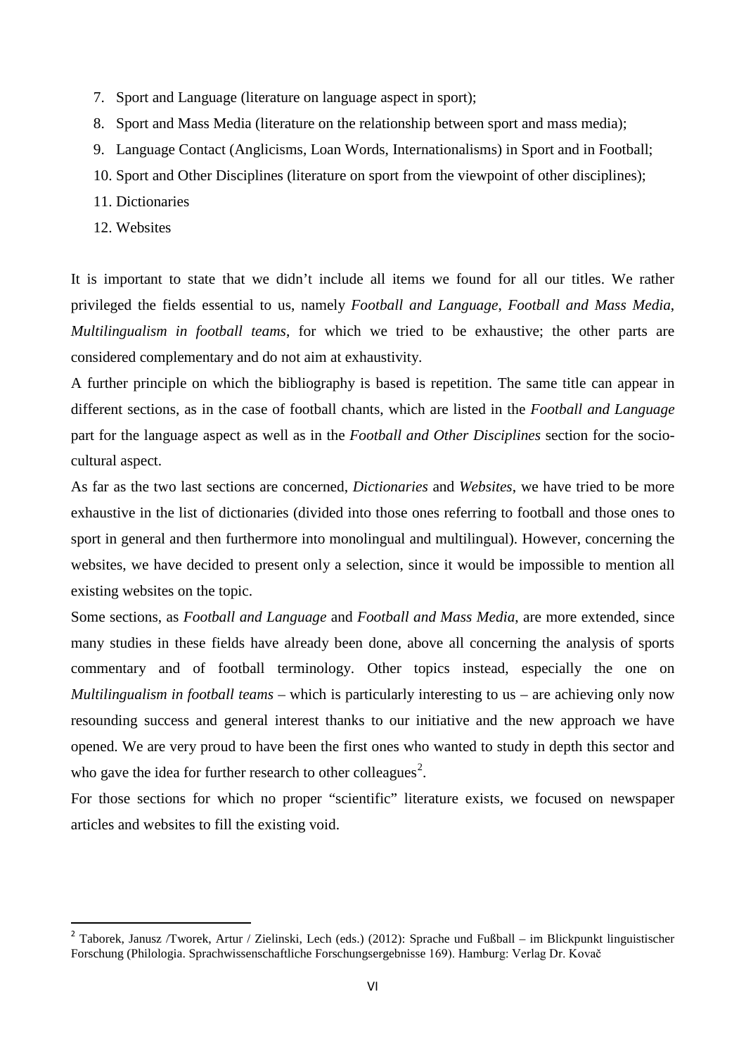7. Sport and Language (literature on language aspect in sport);
8. Sport and Mass Media (literature on the relationship between sport and mass media);
9. Language Contact (Anglicisms, Loan Words, Internationalisms) in Sport and in Football;
10. Sport and Other Disciplines (literature on sport from the viewpoint of other disciplines);
11. Dictionaries
12. Websites

It is important to state that we didn't include all items we found for all our titles. We rather privileged the fields essential to us, namely *Football and Language*, *Football and Mass Media*, *Multilingualism in football teams*, for which we tried to be exhaustive; the other parts are considered complementary and do not aim at exhaustivity.

A further principle on which the bibliography is based is repetition. The same title can appear in different sections, as in the case of football chants, which are listed in the *Football and Language* part for the language aspect as well as in the *Football and Other Disciplines* section for the socio-cultural aspect.

As far as the two last sections are concerned, *Dictionaries* and *Websites*, we have tried to be more exhaustive in the list of dictionaries (divided into those ones referring to football and those ones to sport in general and then furthermore into monolingual and multilingual). However, concerning the websites, we have decided to present only a selection, since it would be impossible to mention all existing websites on the topic.

Some sections, as *Football and Language* and *Football and Mass Media*, are more extended, since many studies in these fields have already been done, above all concerning the analysis of sports commentary and of football terminology. Other topics instead, especially the one on *Multilingualism in football teams* – which is particularly interesting to us – are achieving only now resounding success and general interest thanks to our initiative and the new approach we have opened. We are very proud to have been the first ones who wanted to study in depth this sector and who gave the idea for further research to other colleagues[2].

For those sections for which no proper "scientific" literature exists, we focused on newspaper articles and websites to fill the existing void.

[2] Taborek, Janusz /Tworek, Artur / Zielinski, Lech (eds.) (2012): Sprache und Fußball – im Blickpunkt linguistischer Forschung (Philologia. Sprachwissenschaftliche Forschungsergebnisse 169). Hamburg: Verlag Dr. Kovač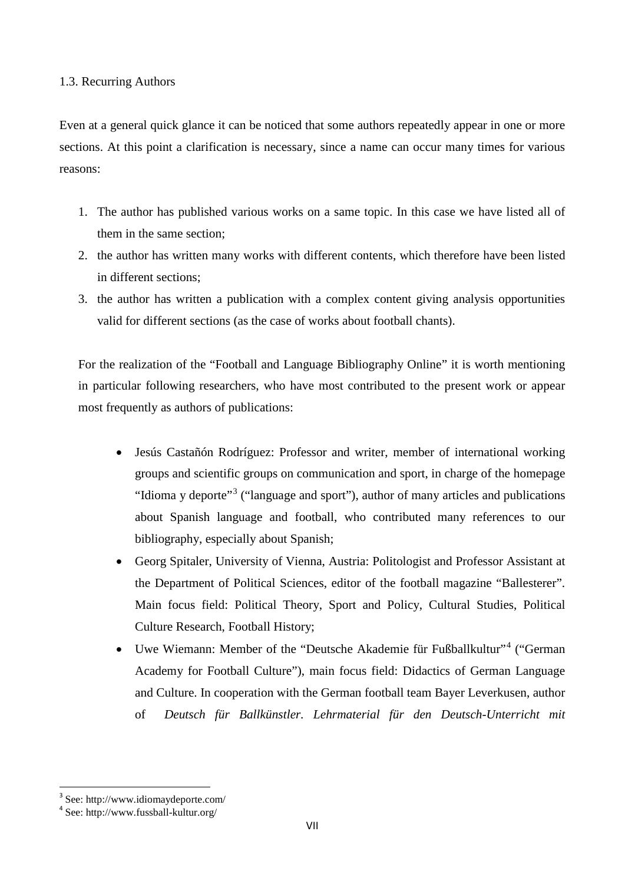## 1.3. Recurring Authors

Even at a general quick glance it can be noticed that some authors repeatedly appear in one or more sections. At this point a clarification is necessary, since a name can occur many times for various reasons:

1. The author has published various works on a same topic. In this case we have listed all of them in the same section;
2. the author has written many works with different contents, which therefore have been listed in different sections;
3. the author has written a publication with a complex content giving analysis opportunities valid for different sections (as the case of works about football chants).

For the realization of the "Football and Language Bibliography Online" it is worth mentioning in particular following researchers, who have most contributed to the present work or appear most frequently as authors of publications:

- Jesús Castañón Rodríguez: Professor and writer, member of international working groups and scientific groups on communication and sport, in charge of the homepage "Idioma y deporte"[3] ("language and sport"), author of many articles and publications about Spanish language and football, who contributed many references to our bibliography, especially about Spanish;
- Georg Spitaler, University of Vienna, Austria: Politologist and Professor Assistant at the Department of Political Sciences, editor of the football magazine "Ballesterer". Main focus field: Political Theory, Sport and Policy, Cultural Studies, Political Culture Research, Football History;
- Uwe Wiemann: Member of the "Deutsche Akademie für Fußballkultur"[4] ("German Academy for Football Culture"), main focus field: Didactics of German Language and Culture. In cooperation with the German football team Bayer Leverkusen, author of *Deutsch für Ballkünstler. Lehrmaterial für den Deutsch-Unterricht mit*

---

[3] See: http://www.idiomaydeporte.com/

[4] See: http://www.fussball-kultur.org/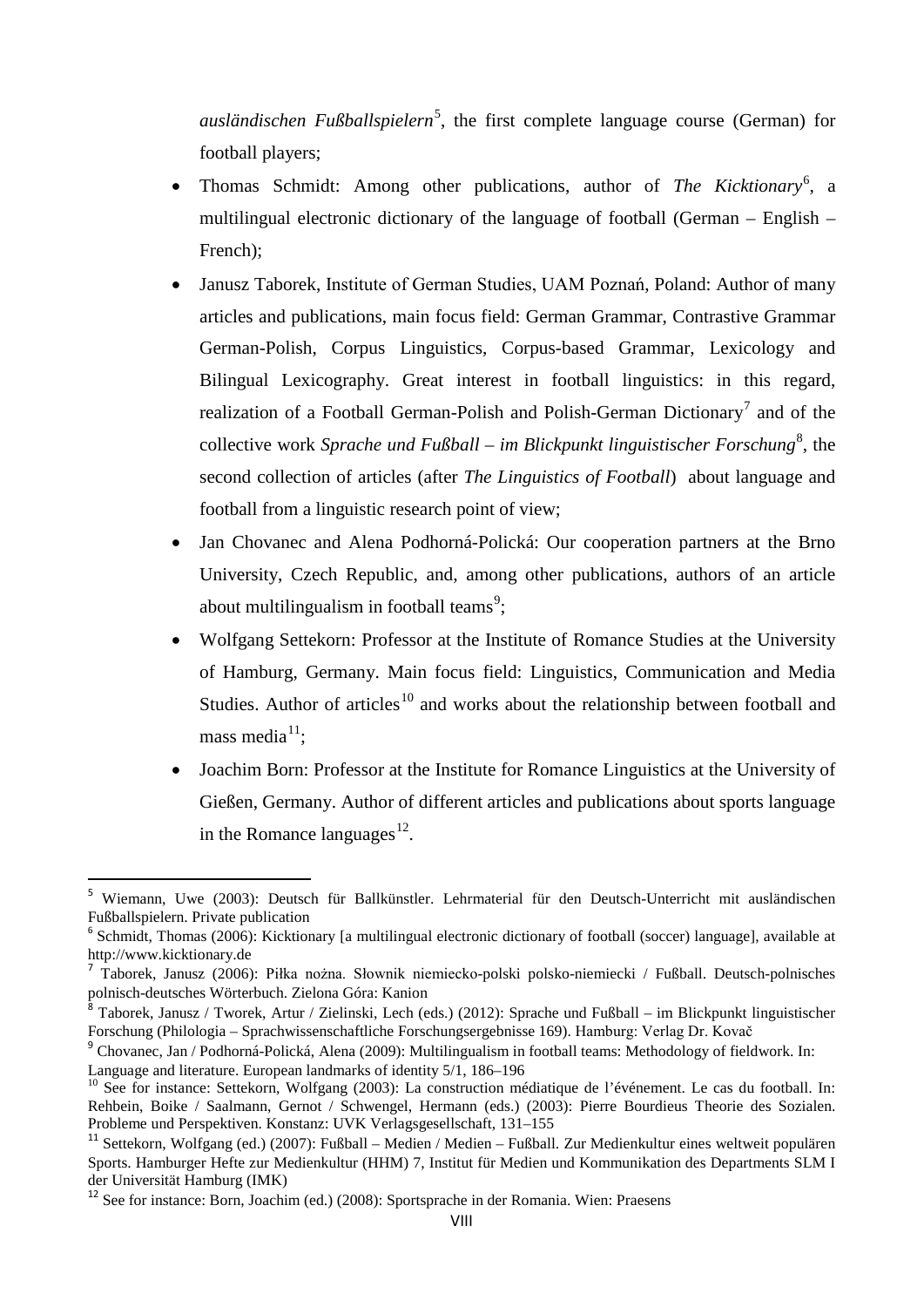*ausländischen Fußballspielern*[5], the first complete language course (German) for football players;

- Thomas Schmidt: Among other publications, author of *The Kicktionary*[6], a multilingual electronic dictionary of the language of football (German – English – French);
- Janusz Taborek, Institute of German Studies, UAM Poznań, Poland: Author of many articles and publications, main focus field: German Grammar, Contrastive Grammar German-Polish, Corpus Linguistics, Corpus-based Grammar, Lexicology and Bilingual Lexicography. Great interest in football linguistics: in this regard, realization of a Football German-Polish and Polish-German Dictionary[7] and of the collective work *Sprache und Fußball – im Blickpunkt linguistischer Forschung*[8], the second collection of articles (after *The Linguistics of Football*) about language and football from a linguistic research point of view;
- Jan Chovanec and Alena Podhorná-Polická: Our cooperation partners at the Brno University, Czech Republic, and, among other publications, authors of an article about multilingualism in football teams[9];
- Wolfgang Settekorn: Professor at the Institute of Romance Studies at the University of Hamburg, Germany. Main focus field: Linguistics, Communication and Media Studies. Author of articles[10] and works about the relationship between football and mass media[11];
- Joachim Born: Professor at the Institute for Romance Linguistics at the University of Gießen, Germany. Author of different articles and publications about sports language in the Romance languages[12].

---

[5] Wiemann, Uwe (2003): Deutsch für Ballkünstler. Lehrmaterial für den Deutsch-Unterricht mit ausländischen Fußballspielern. Private publication

[6] Schmidt, Thomas (2006): Kicktionary [a multilingual electronic dictionary of football (soccer) language], available at http://www.kicktionary.de

[7] Taborek, Janusz (2006): Piłka nożna. Słownik niemiecko-polski polsko-niemiecki / Fußball. Deutsch-polnisches polnisch-deutsches Wörterbuch. Zielona Góra: Kanion

[8] Taborek, Janusz / Tworek, Artur / Zielinski, Lech (eds.) (2012): Sprache und Fußball – im Blickpunkt linguistischer Forschung (Philologia – Sprachwissenschaftliche Forschungsergebnisse 169). Hamburg: Verlag Dr. Kovač

[9] Chovanec, Jan / Podhorná-Polická, Alena (2009): Multilingualism in football teams: Methodology of fieldwork. In: Language and literature. European landmarks of identity 5/1, 186–196

[10] See for instance: Settekorn, Wolfgang (2003): La construction médiatique de l'événement. Le cas du football. In: Rehbein, Boike / Saalmann, Gernot / Schwengel, Hermann (eds.) (2003): Pierre Bourdieus Theorie des Sozialen. Probleme und Perspektiven. Konstanz: UVK Verlagsgesellschaft, 131–155

[11] Settekorn, Wolfgang (ed.) (2007): Fußball – Medien / Medien – Fußball. Zur Medienkultur eines weltweit populären Sports. Hamburger Hefte zur Medienkultur (HHM) 7, Institut für Medien und Kommunikation des Departments SLM I der Universität Hamburg (IMK)

[12] See for instance: Born, Joachim (ed.) (2008): Sportsprache in der Romania. Wien: Praesens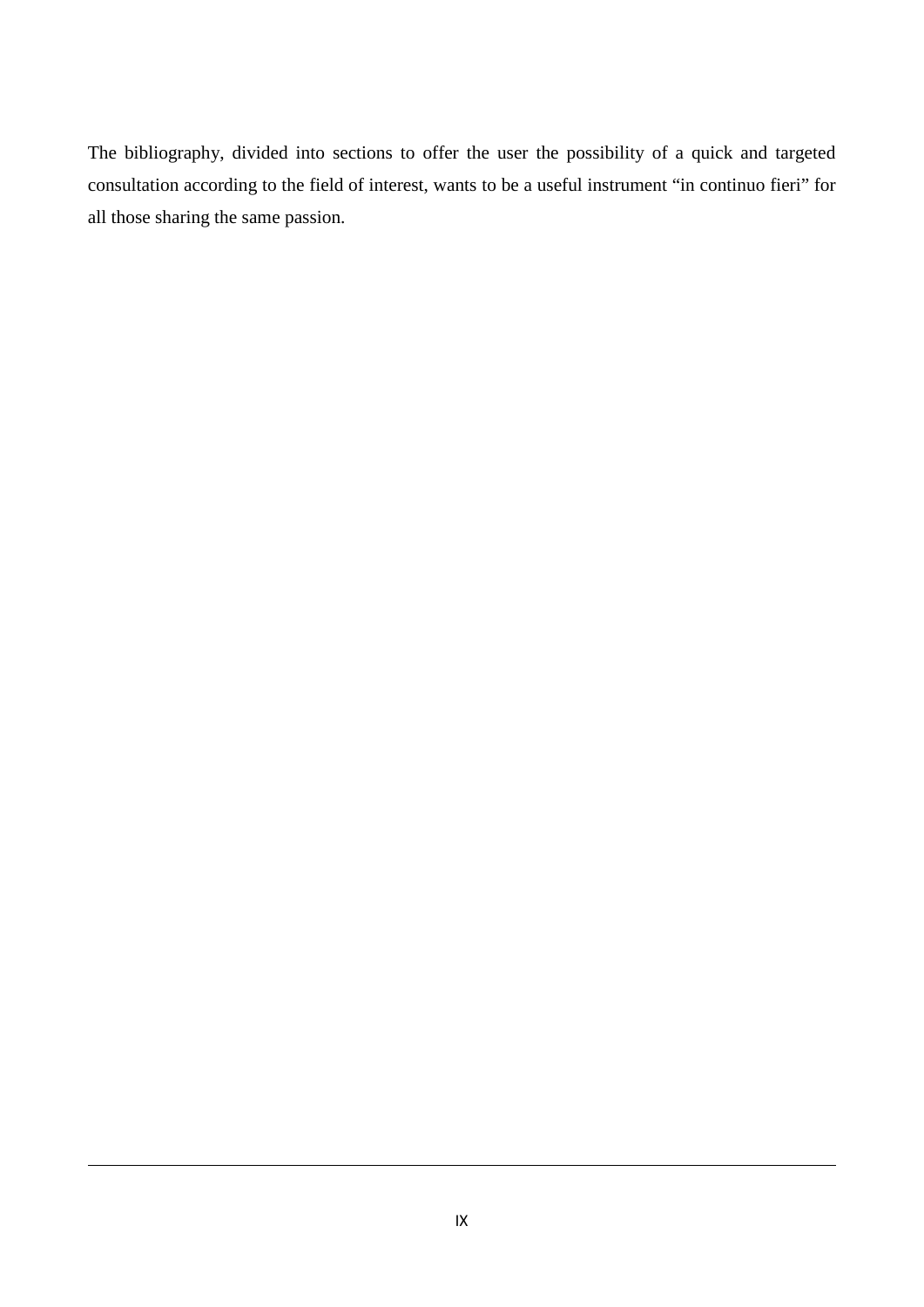The bibliography, divided into sections to offer the user the possibility of a quick and targeted consultation according to the field of interest, wants to be a useful instrument "in continuo fieri" for all those sharing the same passion.